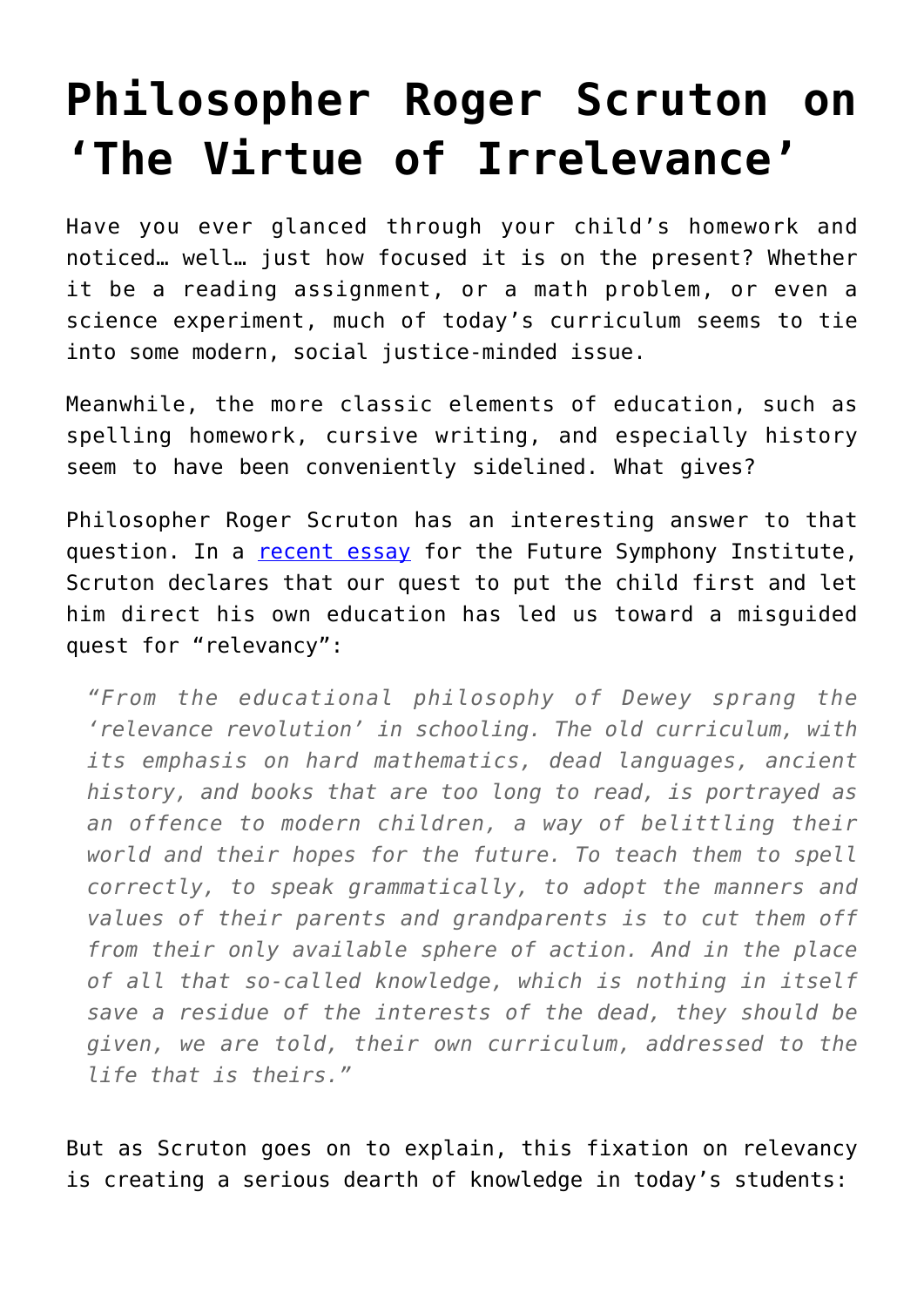# Philosopher Roger Scruton on 'The Virtue of Irrelevance'

Have you ever glanced through your child's homework and noticed… well… just how focused it is on the present? Whether it be a reading assignment, or a math problem, or even a science experiment, much of today's curriculum seems to tie into some modern, social justice-minded issue.

Meanwhile, the more classic elements of education, such as spelling homework, cursive writing, and especially history seem to have been conveniently sidelined. What gives?

Philosopher Roger Scruton has an interesting answer to that question. In a [recent essay](#) for the Future Symphony Institute, Scruton declares that our quest to put the child first and let him direct his own education has led us toward a misguided quest for "relevancy":

> *"From the educational philosophy of Dewey sprang the 'relevance revolution' in schooling. The old curriculum, with its emphasis on hard mathematics, dead languages, ancient history, and books that are too long to read, is portrayed as an offence to modern children, a way of belittling their world and their hopes for the future. To teach them to spell correctly, to speak grammatically, to adopt the manners and values of their parents and grandparents is to cut them off from their only available sphere of action. And in the place of all that so-called knowledge, which is nothing in itself save a residue of the interests of the dead, they should be given, we are told, their own curriculum, addressed to the life that is theirs."*

But as Scruton goes on to explain, this fixation on relevancy is creating a serious dearth of knowledge in today's students: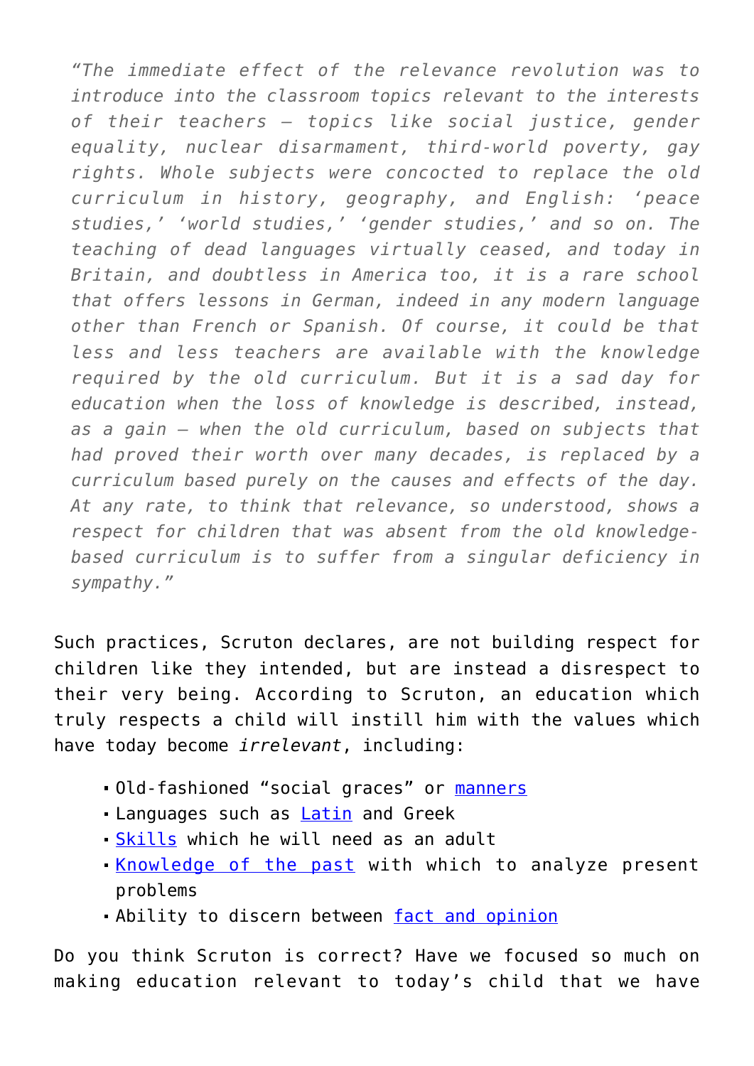*"The immediate effect of the relevance revolution was to introduce into the classroom topics relevant to the interests of their teachers – topics like social justice, gender equality, nuclear disarmament, third-world poverty, gay rights. Whole subjects were concocted to replace the old curriculum in history, geography, and English: 'peace studies,' 'world studies,' 'gender studies,' and so on. The teaching of dead languages virtually ceased, and today in Britain, and doubtless in America too, it is a rare school that offers lessons in German, indeed in any modern language other than French or Spanish. Of course, it could be that less and less teachers are available with the knowledge required by the old curriculum. But it is a sad day for education when the loss of knowledge is described, instead, as a gain – when the old curriculum, based on subjects that had proved their worth over many decades, is replaced by a curriculum based purely on the causes and effects of the day. At any rate, to think that relevance, so understood, shows a respect for children that was absent from the old knowledge-based curriculum is to suffer from a singular deficiency in sympathy."*

Such practices, Scruton declares, are not building respect for children like they intended, but are instead a disrespect to their very being. According to Scruton, an education which truly respects a child will instill him with the values which have today become *irrelevant*, including:

- Old-fashioned "social graces" or manners
- Languages such as Latin and Greek
- Skills which he will need as an adult
- Knowledge of the past with which to analyze present problems
- Ability to discern between fact and opinion

Do you think Scruton is correct? Have we focused so much on making education relevant to today's child that we have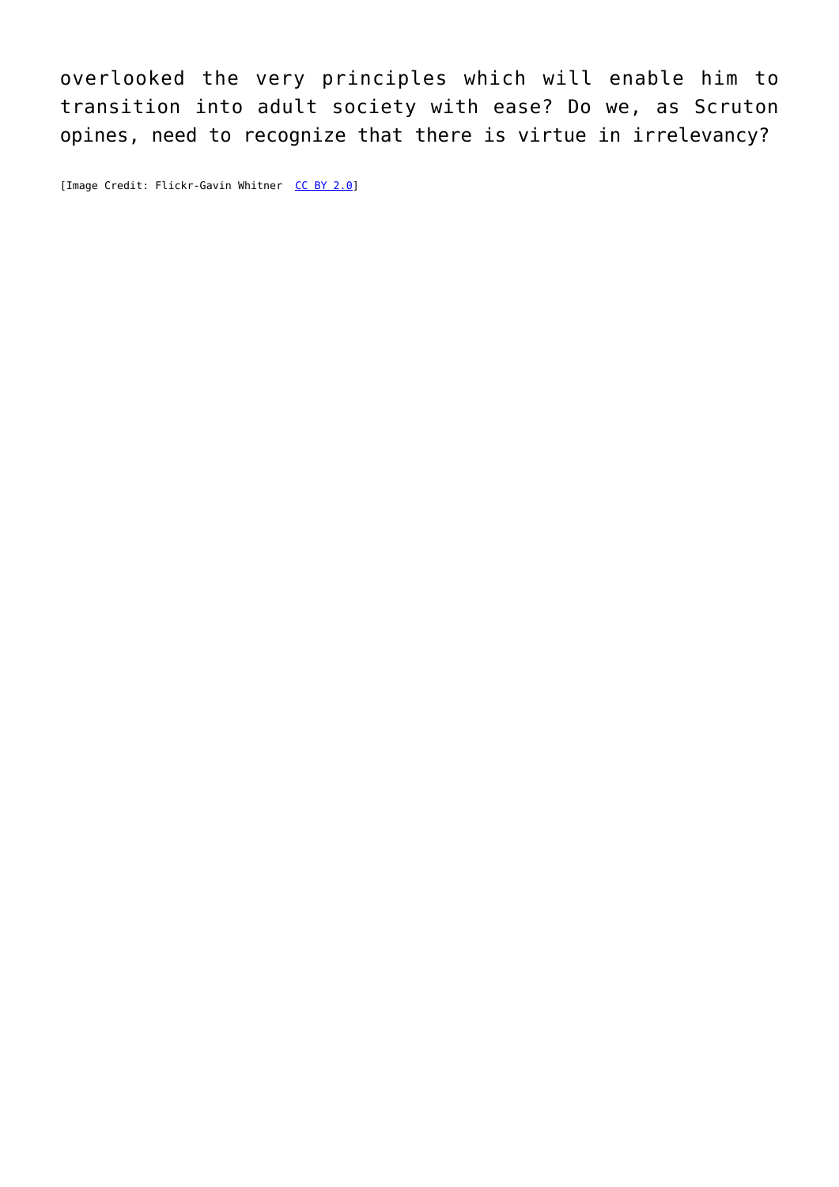overlooked the very principles which will enable him to transition into adult society with ease? Do we, as Scruton opines, need to recognize that there is virtue in irrelevancy?

[Image Credit: Flickr-Gavin Whitner CC BY 2.0]